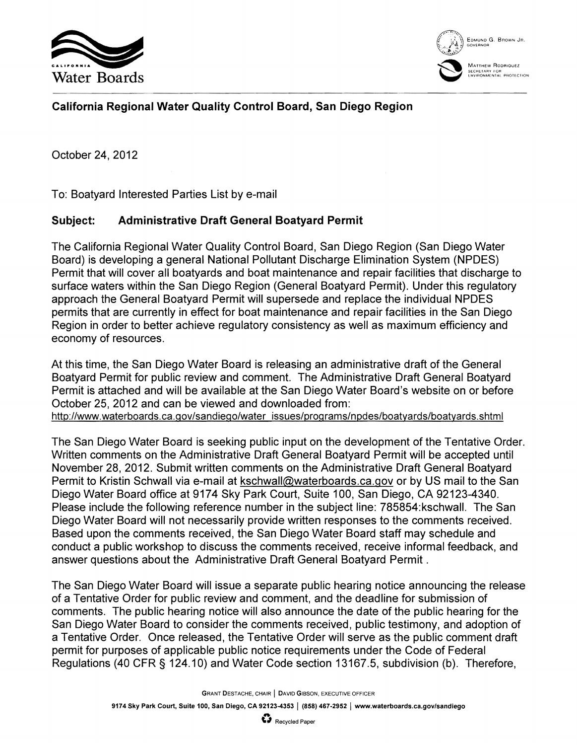California Water Boards

EDMUND G. BROWN JR.
GOVERNOR

MATTHEW RODRIQUEZ
SECRETARY FOR
ENVIRONMENTAL PROTECTION

**California Regional Water Quality Control Board, San Diego Region**

October 24, 2012

To: Boatyard Interested Parties List by e-mail

**Subject: Administrative Draft General Boatyard Permit**

The California Regional Water Quality Control Board, San Diego Region (San Diego Water Board) is developing a general National Pollutant Discharge Elimination System (NPDES) Permit that will cover all boatyards and boat maintenance and repair facilities that discharge to surface waters within the San Diego Region (General Boatyard Permit). Under this regulatory approach the General Boatyard Permit will supersede and replace the individual NPDES permits that are currently in effect for boat maintenance and repair facilities in the San Diego Region in order to better achieve regulatory consistency as well as maximum efficiency and economy of resources.

At this time, the San Diego Water Board is releasing an administrative draft of the General Boatyard Permit for public review and comment. The Administrative Draft General Boatyard Permit is attached and will be available at the San Diego Water Board's website on or before October 25, 2012 and can be viewed and downloaded from:
http://www.waterboards.ca.gov/sandiego/water_issues/programs/npdes/boatyards/boatyards.shtml

The San Diego Water Board is seeking public input on the development of the Tentative Order. Written comments on the Administrative Draft General Boatyard Permit will be accepted until November 28, 2012. Submit written comments on the Administrative Draft General Boatyard Permit to Kristin Schwall via e-mail at kschwall@waterboards.ca.gov or by US mail to the San Diego Water Board office at 9174 Sky Park Court, Suite 100, San Diego, CA 92123-4340. Please include the following reference number in the subject line: 785854:kschwall. The San Diego Water Board will not necessarily provide written responses to the comments received. Based upon the comments received, the San Diego Water Board staff may schedule and conduct a public workshop to discuss the comments received, receive informal feedback, and answer questions about the Administrative Draft General Boatyard Permit .

The San Diego Water Board will issue a separate public hearing notice announcing the release of a Tentative Order for public review and comment, and the deadline for submission of comments. The public hearing notice will also announce the date of the public hearing for the San Diego Water Board to consider the comments received, public testimony, and adoption of a Tentative Order. Once released, the Tentative Order will serve as the public comment draft permit for purposes of applicable public notice requirements under the Code of Federal Regulations (40 CFR § 124.10) and Water Code section 13167.5, subdivision (b). Therefore,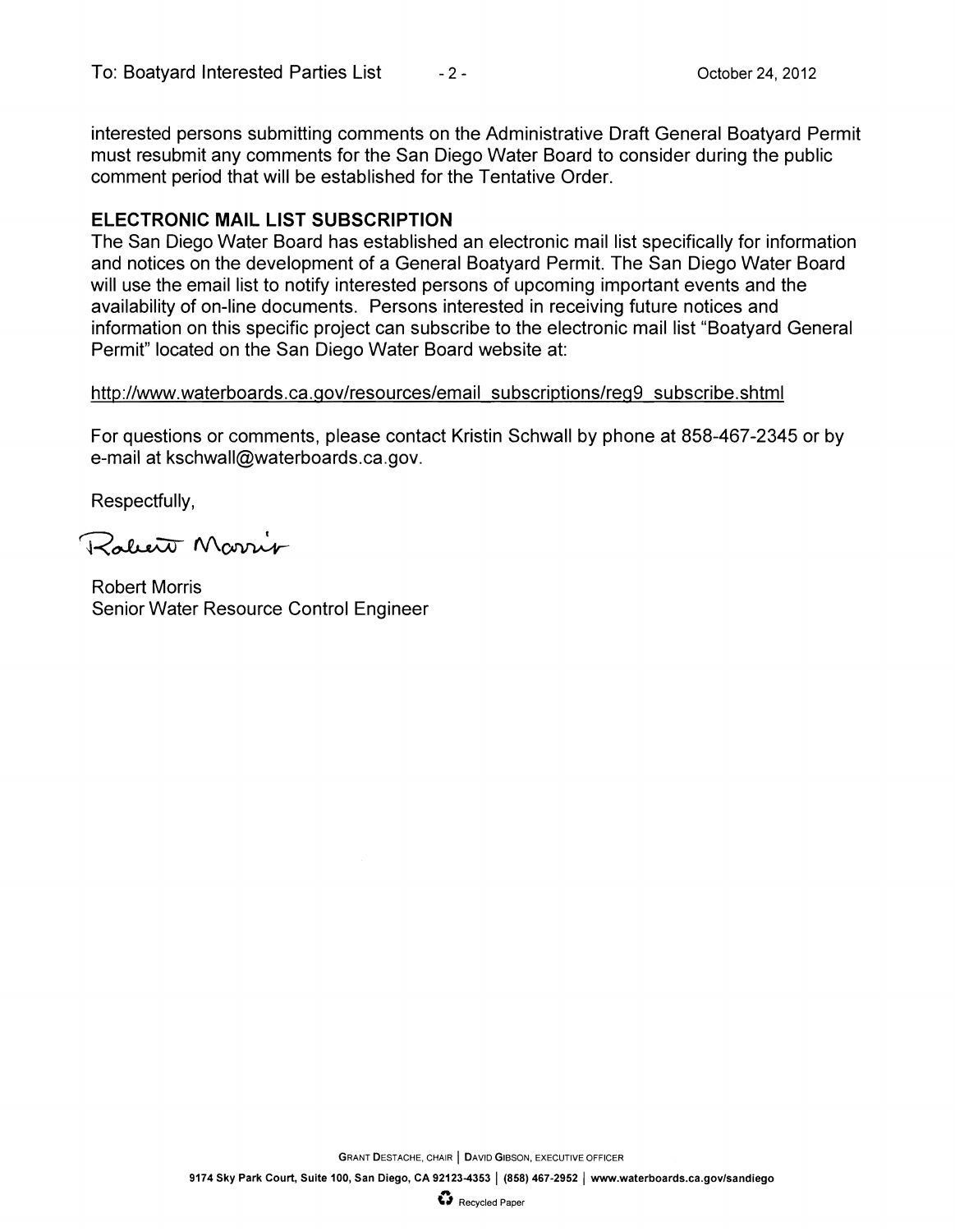interested persons submitting comments on the Administrative Draft General Boatyard Permit must resubmit any comments for the San Diego Water Board to consider during the public comment period that will be established for the Tentative Order.

**ELECTRONIC MAIL LIST SUBSCRIPTION**

The San Diego Water Board has established an electronic mail list specifically for information and notices on the development of a General Boatyard Permit. The San Diego Water Board will use the email list to notify interested persons of upcoming important events and the availability of on-line documents. Persons interested in receiving future notices and information on this specific project can subscribe to the electronic mail list "Boatyard General Permit" located on the San Diego Water Board website at:

http://www.waterboards.ca.gov/resources/email_subscriptions/reg9_subscribe.shtml

For questions or comments, please contact Kristin Schwall by phone at 858-467-2345 or by e-mail at kschwall@waterboards.ca.gov.

Respectfully,

Robert Morris

Robert Morris
Senior Water Resource Control Engineer

GRANT DESTACHE, CHAIR | DAVID GIBSON, EXECUTIVE OFFICER

9174 Sky Park Court, Suite 100, San Diego, CA 92123-4353 | (858) 467-2952 | www.waterboards.ca.gov/sandiego

Recycled Paper